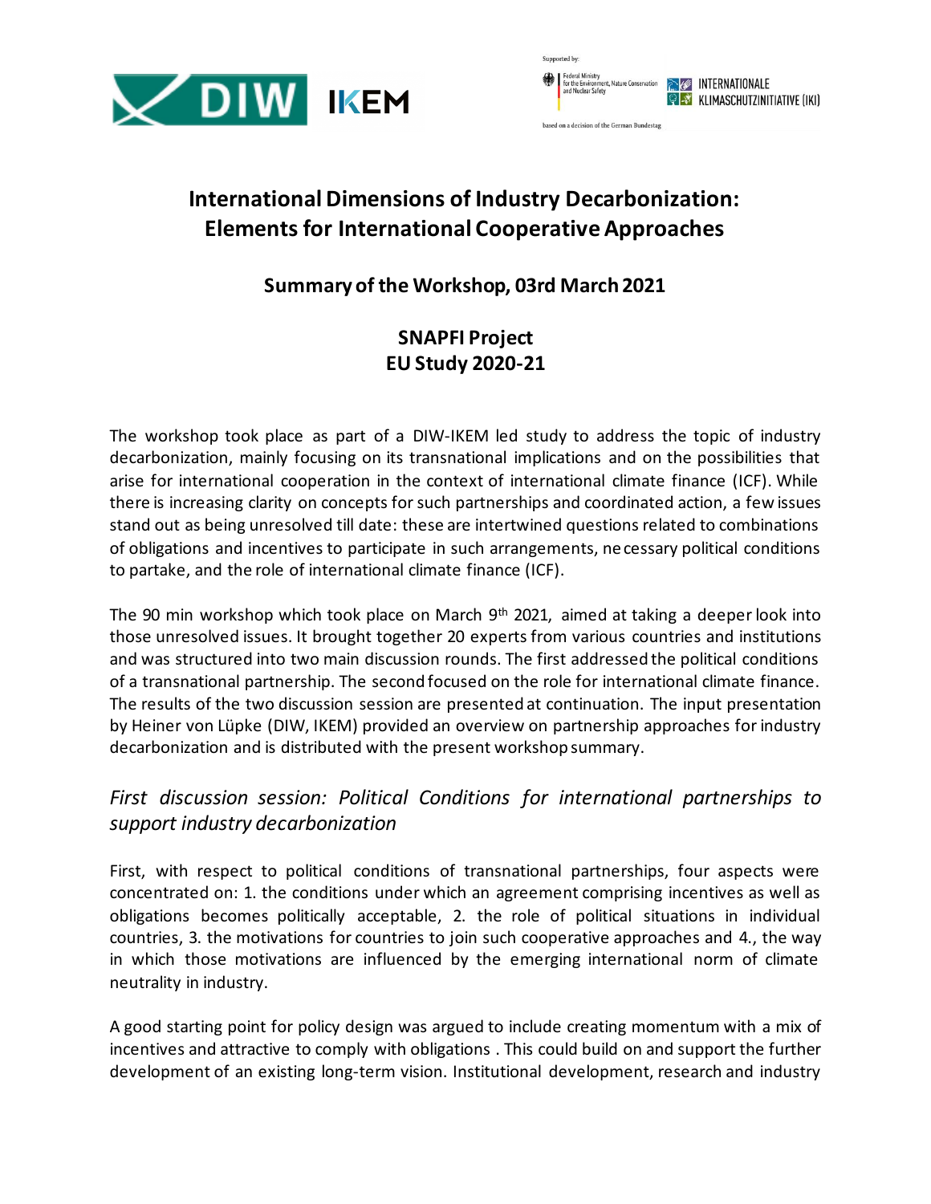# International Dimensions of Industry Decarbonization: Elements for International Cooperative Approaches

## Summary of the Workshop, 03rd March 2021

## SNAPFI Project
## EU Study 2020-21

The workshop took place as part of a DIW-IKEM led study to address the topic of industry decarbonization, mainly focusing on its transnational implications and on the possibilities that arise for international cooperation in the context of international climate finance (ICF). While there is increasing clarity on concepts for such partnerships and coordinated action, a few issues stand out as being unresolved till date: these are intertwined questions related to combinations of obligations and incentives to participate in such arrangements, necessary political conditions to partake, and the role of international climate finance (ICF).

The 90 min workshop which took place on March 9th 2021, aimed at taking a deeper look into those unresolved issues. It brought together 20 experts from various countries and institutions and was structured into two main discussion rounds. The first addressed the political conditions of a transnational partnership. The second focused on the role for international climate finance. The results of the two discussion session are presented at continuation. The input presentation by Heiner von Lüpke (DIW, IKEM) provided an overview on partnership approaches for industry decarbonization and is distributed with the present workshop summary.

### *First discussion session: Political Conditions for international partnerships to support industry decarbonization*

First, with respect to political conditions of transnational partnerships, four aspects were concentrated on: 1. the conditions under which an agreement comprising incentives as well as obligations becomes politically acceptable, 2. the role of political situations in individual countries, 3. the motivations for countries to join such cooperative approaches and 4., the way in which those motivations are influenced by the emerging international norm of climate neutrality in industry.

A good starting point for policy design was argued to include creating momentum with a mix of incentives and attractive to comply with obligations . This could build on and support the further development of an existing long-term vision. Institutional development, research and industry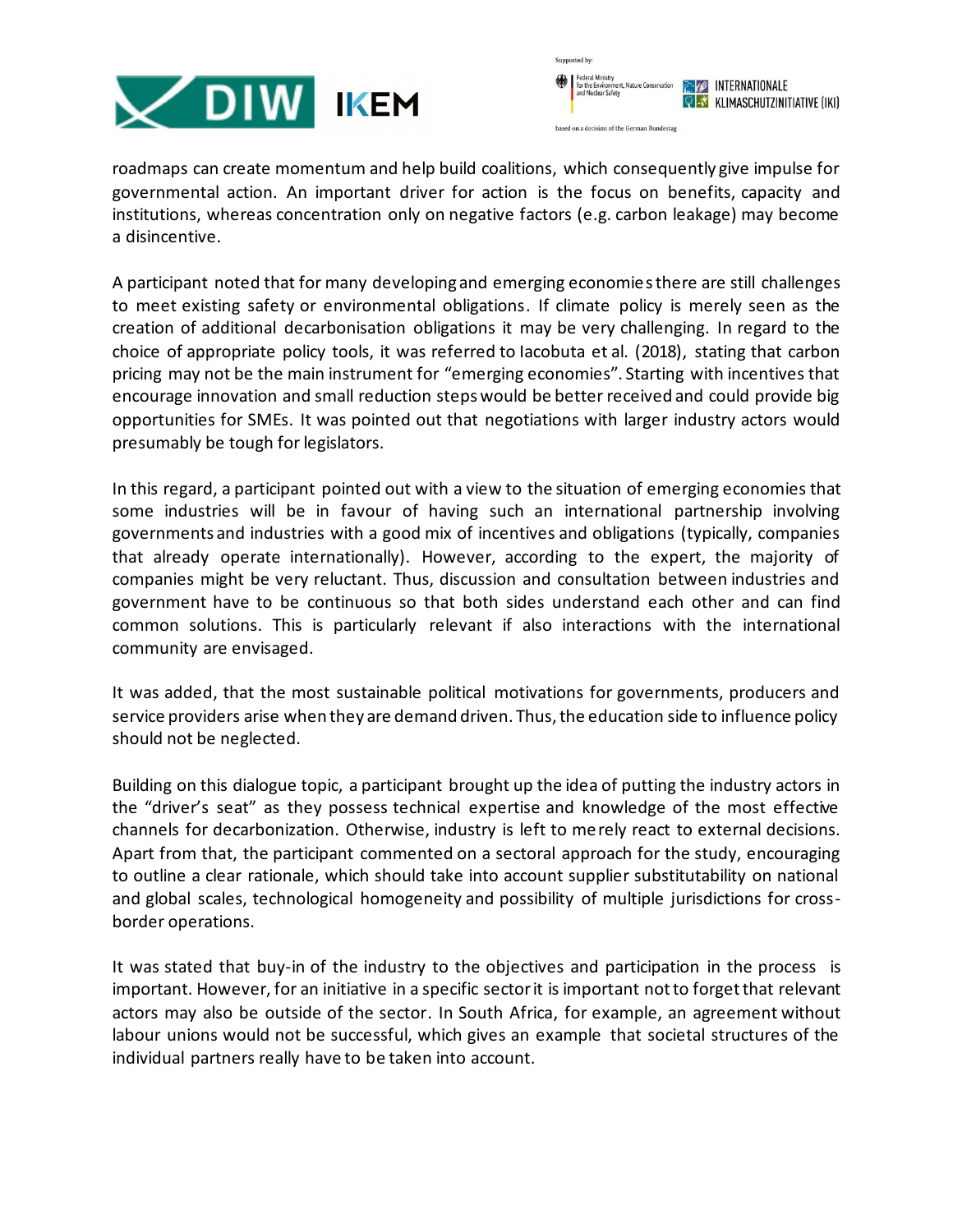roadmaps can create momentum and help build coalitions, which consequently give impulse for governmental action. An important driver for action is the focus on benefits, capacity and institutions, whereas concentration only on negative factors (e.g. carbon leakage) may become a disincentive.

A participant noted that for many developing and emerging economies there are still challenges to meet existing safety or environmental obligations. If climate policy is merely seen as the creation of additional decarbonisation obligations it may be very challenging. In regard to the choice of appropriate policy tools, it was referred to Iacobuta et al. (2018), stating that carbon pricing may not be the main instrument for "emerging economies". Starting with incentives that encourage innovation and small reduction steps would be better received and could provide big opportunities for SMEs. It was pointed out that negotiations with larger industry actors would presumably be tough for legislators.

In this regard, a participant pointed out with a view to the situation of emerging economies that some industries will be in favour of having such an international partnership involving governments and industries with a good mix of incentives and obligations (typically, companies that already operate internationally). However, according to the expert, the majority of companies might be very reluctant. Thus, discussion and consultation between industries and government have to be continuous so that both sides understand each other and can find common solutions. This is particularly relevant if also interactions with the international community are envisaged.

It was added, that the most sustainable political motivations for governments, producers and service providers arise when they are demand driven. Thus, the education side to influence policy should not be neglected.

Building on this dialogue topic, a participant brought up the idea of putting the industry actors in the "driver's seat" as they possess technical expertise and knowledge of the most effective channels for decarbonization. Otherwise, industry is left to merely react to external decisions. Apart from that, the participant commented on a sectoral approach for the study, encouraging to outline a clear rationale, which should take into account supplier substitutability on national and global scales, technological homogeneity and possibility of multiple jurisdictions for cross-border operations.

It was stated that buy-in of the industry to the objectives and participation in the process is important. However, for an initiative in a specific sector it is important not to forget that relevant actors may also be outside of the sector. In South Africa, for example, an agreement without labour unions would not be successful, which gives an example that societal structures of the individual partners really have to be taken into account.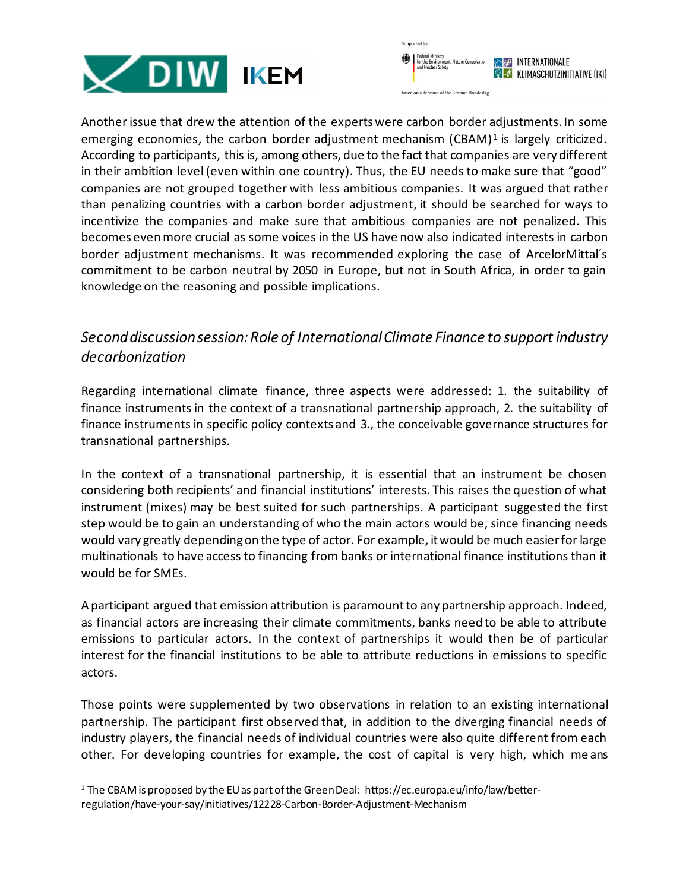Another issue that drew the attention of the experts were carbon border adjustments. In some emerging economies, the carbon border adjustment mechanism (CBAM)[1] is largely criticized. According to participants, this is, among others, due to the fact that companies are very different in their ambition level (even within one country). Thus, the EU needs to make sure that "good" companies are not grouped together with less ambitious companies. It was argued that rather than penalizing countries with a carbon border adjustment, it should be searched for ways to incentivize the companies and make sure that ambitious companies are not penalized. This becomes even more crucial as some voices in the US have now also indicated interests in carbon border adjustment mechanisms. It was recommended exploring the case of ArcelorMittal´s commitment to be carbon neutral by 2050 in Europe, but not in South Africa, in order to gain knowledge on the reasoning and possible implications.

## *Second discussion session: Role of International Climate Finance to support industry decarbonization*

Regarding international climate finance, three aspects were addressed: 1. the suitability of finance instruments in the context of a transnational partnership approach, 2. the suitability of finance instruments in specific policy contexts and 3., the conceivable governance structures for transnational partnerships.

In the context of a transnational partnership, it is essential that an instrument be chosen considering both recipients' and financial institutions' interests. This raises the question of what instrument (mixes) may be best suited for such partnerships. A participant suggested the first step would be to gain an understanding of who the main actors would be, since financing needs would vary greatly depending on the type of actor. For example, it would be much easier for large multinationals to have access to financing from banks or international finance institutions than it would be for SMEs.

A participant argued that emission attribution is paramount to any partnership approach. Indeed, as financial actors are increasing their climate commitments, banks need to be able to attribute emissions to particular actors. In the context of partnerships it would then be of particular interest for the financial institutions to be able to attribute reductions in emissions to specific actors.

Those points were supplemented by two observations in relation to an existing international partnership. The participant first observed that, in addition to the diverging financial needs of industry players, the financial needs of individual countries were also quite different from each other. For developing countries for example, the cost of capital is very high, which means

[1] The CBAM is proposed by the EU as part of the Green Deal: https://ec.europa.eu/info/law/better-regulation/have-your-say/initiatives/12228-Carbon-Border-Adjustment-Mechanism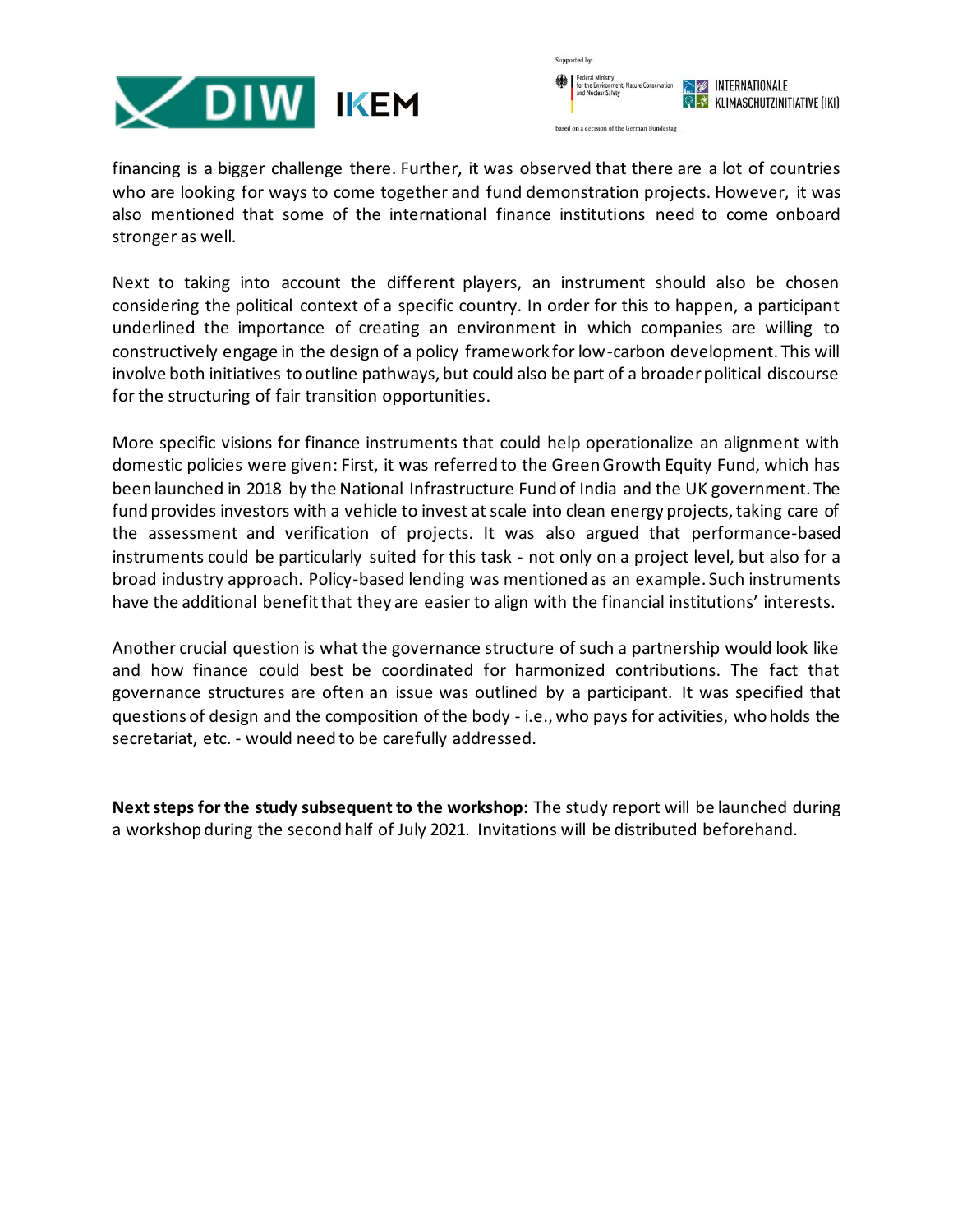financing is a bigger challenge there. Further, it was observed that there are a lot of countries who are looking for ways to come together and fund demonstration projects. However, it was also mentioned that some of the international finance institutions need to come onboard stronger as well.

Next to taking into account the different players, an instrument should also be chosen considering the political context of a specific country. In order for this to happen, a participant underlined the importance of creating an environment in which companies are willing to constructively engage in the design of a policy framework for low-carbon development. This will involve both initiatives to outline pathways, but could also be part of a broader political discourse for the structuring of fair transition opportunities.

More specific visions for finance instruments that could help operationalize an alignment with domestic policies were given: First, it was referred to the Green Growth Equity Fund, which has been launched in 2018 by the National Infrastructure Fund of India and the UK government. The fund provides investors with a vehicle to invest at scale into clean energy projects, taking care of the assessment and verification of projects. It was also argued that performance-based instruments could be particularly suited for this task - not only on a project level, but also for a broad industry approach. Policy-based lending was mentioned as an example. Such instruments have the additional benefit that they are easier to align with the financial institutions' interests.

Another crucial question is what the governance structure of such a partnership would look like and how finance could best be coordinated for harmonized contributions. The fact that governance structures are often an issue was outlined by a participant. It was specified that questions of design and the composition of the body - i.e., who pays for activities, who holds the secretariat, etc. - would need to be carefully addressed.

**Next steps for the study subsequent to the workshop:** The study report will be launched during a workshop during the second half of July 2021. Invitations will be distributed beforehand.